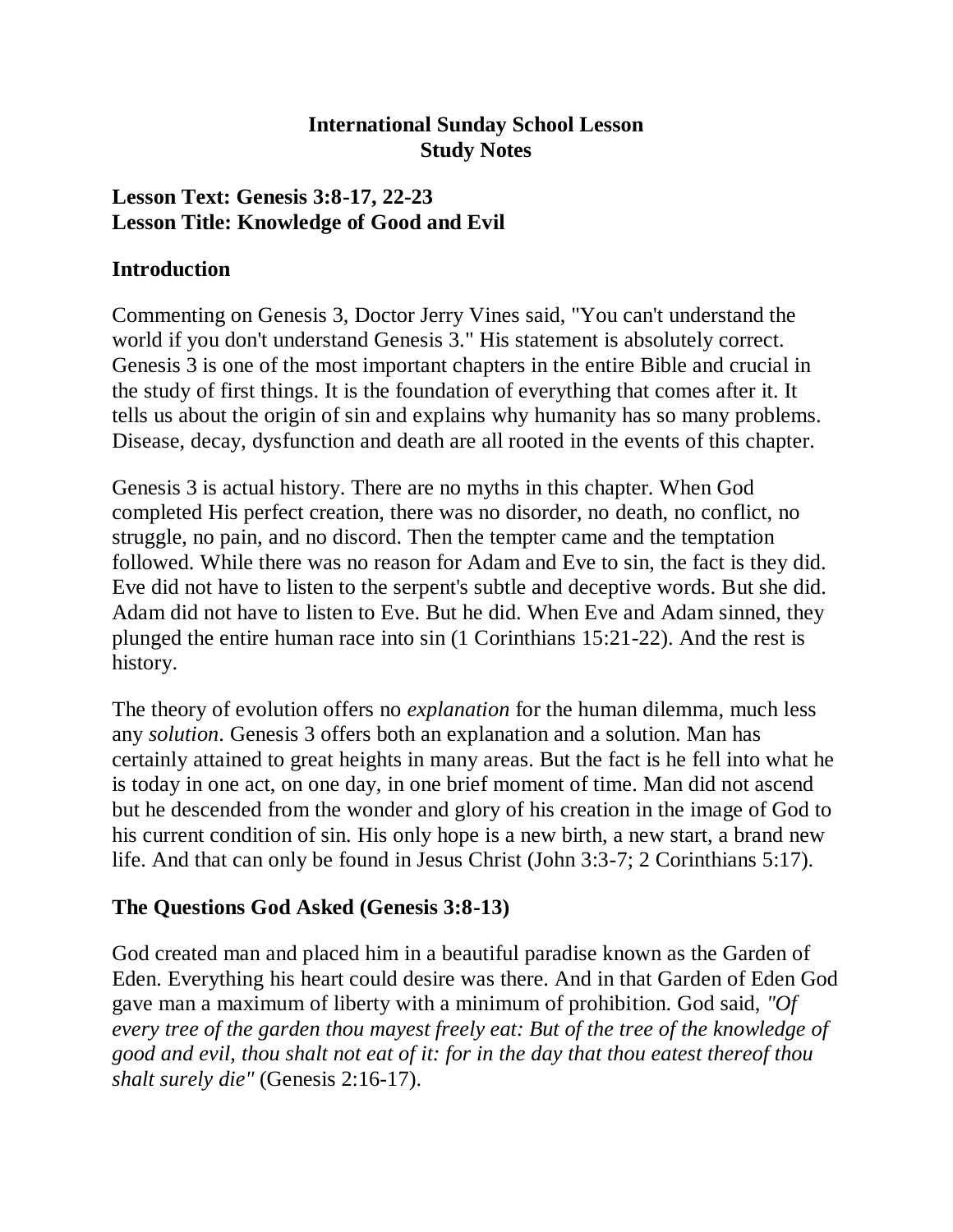**International Sunday School Lesson**
**Study Notes**

## Lesson Text: Genesis 3:8-17, 22-23
## Lesson Title: Knowledge of Good and Evil

## Introduction

Commenting on Genesis 3, Doctor Jerry Vines said, "You can't understand the world if you don't understand Genesis 3." His statement is absolutely correct. Genesis 3 is one of the most important chapters in the entire Bible and crucial in the study of first things. It is the foundation of everything that comes after it. It tells us about the origin of sin and explains why humanity has so many problems. Disease, decay, dysfunction and death are all rooted in the events of this chapter.

Genesis 3 is actual history. There are no myths in this chapter. When God completed His perfect creation, there was no disorder, no death, no conflict, no struggle, no pain, and no discord. Then the tempter came and the temptation followed. While there was no reason for Adam and Eve to sin, the fact is they did. Eve did not have to listen to the serpent's subtle and deceptive words. But she did. Adam did not have to listen to Eve. But he did. When Eve and Adam sinned, they plunged the entire human race into sin (1 Corinthians 15:21-22). And the rest is history.

The theory of evolution offers no *explanation* for the human dilemma, much less any *solution*. Genesis 3 offers both an explanation and a solution. Man has certainly attained to great heights in many areas. But the fact is he fell into what he is today in one act, on one day, in one brief moment of time. Man did not ascend but he descended from the wonder and glory of his creation in the image of God to his current condition of sin. His only hope is a new birth, a new start, a brand new life. And that can only be found in Jesus Christ (John 3:3-7; 2 Corinthians 5:17).

## The Questions God Asked (Genesis 3:8-13)

God created man and placed him in a beautiful paradise known as the Garden of Eden. Everything his heart could desire was there. And in that Garden of Eden God gave man a maximum of liberty with a minimum of prohibition. God said, *"Of every tree of the garden thou mayest freely eat: But of the tree of the knowledge of good and evil, thou shalt not eat of it: for in the day that thou eatest thereof thou shalt surely die"* (Genesis 2:16-17).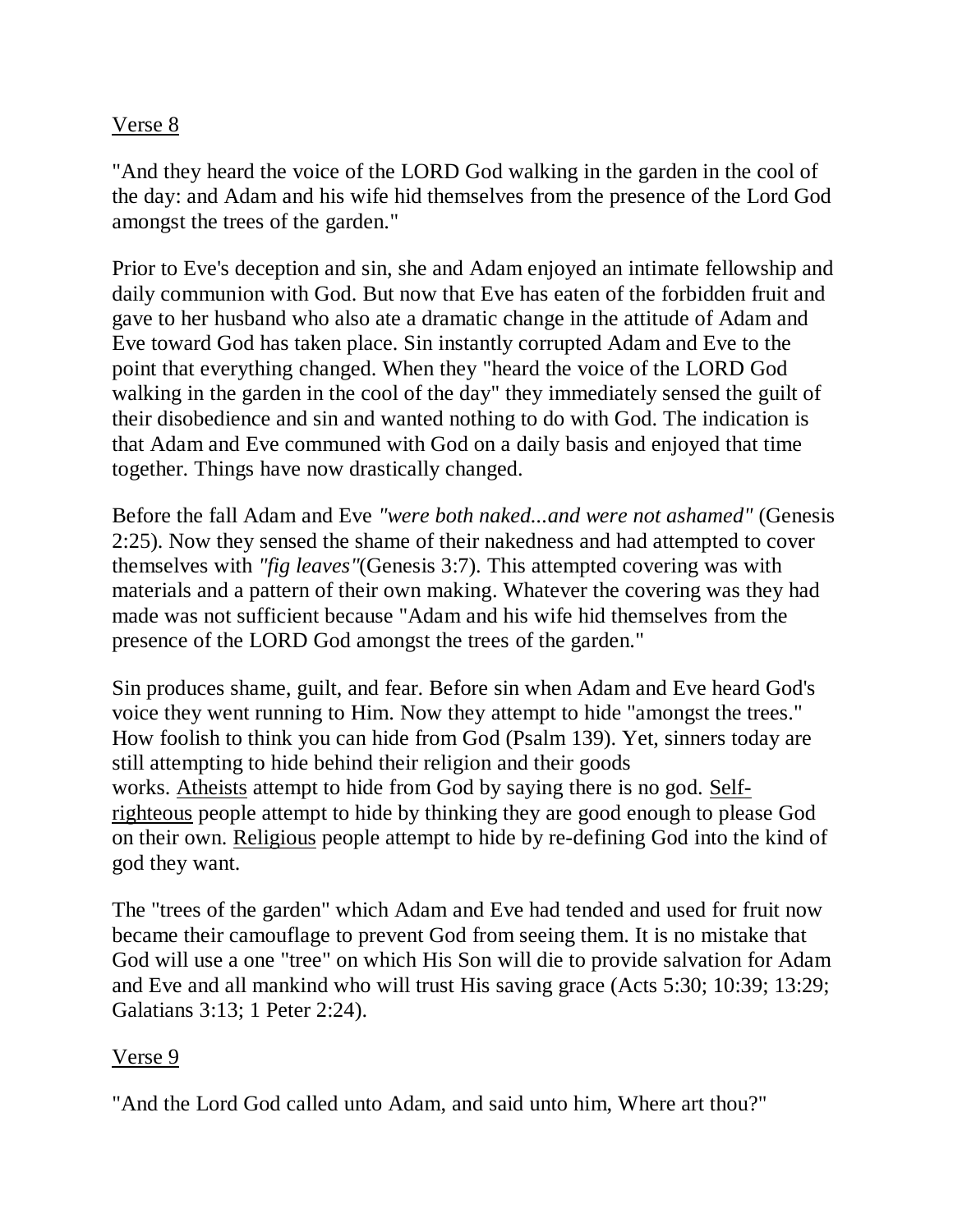Verse 8

"And they heard the voice of the LORD God walking in the garden in the cool of the day: and Adam and his wife hid themselves from the presence of the Lord God amongst the trees of the garden."

Prior to Eve's deception and sin, she and Adam enjoyed an intimate fellowship and daily communion with God. But now that Eve has eaten of the forbidden fruit and gave to her husband who also ate a dramatic change in the attitude of Adam and Eve toward God has taken place. Sin instantly corrupted Adam and Eve to the point that everything changed. When they "heard the voice of the LORD God walking in the garden in the cool of the day" they immediately sensed the guilt of their disobedience and sin and wanted nothing to do with God. The indication is that Adam and Eve communed with God on a daily basis and enjoyed that time together. Things have now drastically changed.

Before the fall Adam and Eve *"were both naked...and were not ashamed"* (Genesis 2:25). Now they sensed the shame of their nakedness and had attempted to cover themselves with *"fig leaves"*(Genesis 3:7). This attempted covering was with materials and a pattern of their own making. Whatever the covering was they had made was not sufficient because "Adam and his wife hid themselves from the presence of the LORD God amongst the trees of the garden."

Sin produces shame, guilt, and fear. Before sin when Adam and Eve heard God's voice they went running to Him. Now they attempt to hide "amongst the trees." How foolish to think you can hide from God (Psalm 139). Yet, sinners today are still attempting to hide behind their religion and their goods works. Atheists attempt to hide from God by saying there is no god. Self-righteous people attempt to hide by thinking they are good enough to please God on their own. Religious people attempt to hide by re-defining God into the kind of god they want.

The "trees of the garden" which Adam and Eve had tended and used for fruit now became their camouflage to prevent God from seeing them. It is no mistake that God will use a one "tree" on which His Son will die to provide salvation for Adam and Eve and all mankind who will trust His saving grace (Acts 5:30; 10:39; 13:29; Galatians 3:13; 1 Peter 2:24).

Verse 9

"And the Lord God called unto Adam, and said unto him, Where art thou?"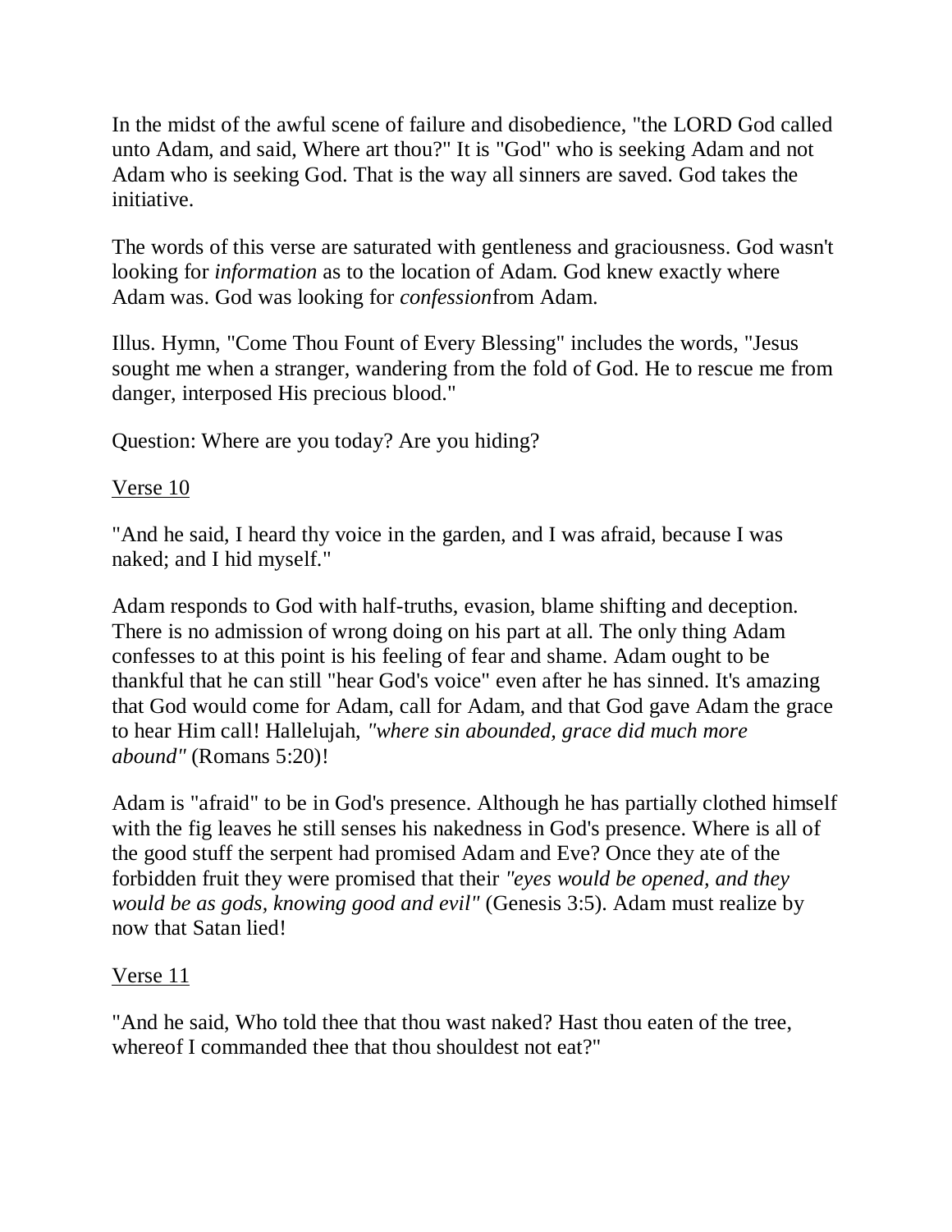In the midst of the awful scene of failure and disobedience, "the LORD God called unto Adam, and said, Where art thou?" It is "God" who is seeking Adam and not Adam who is seeking God. That is the way all sinners are saved. God takes the initiative.

The words of this verse are saturated with gentleness and graciousness. God wasn't looking for *information* as to the location of Adam. God knew exactly where Adam was. God was looking for *confession*from Adam.

Illus. Hymn, "Come Thou Fount of Every Blessing" includes the words, "Jesus sought me when a stranger, wandering from the fold of God. He to rescue me from danger, interposed His precious blood."

Question: Where are you today? Are you hiding?

<u>Verse 10</u>

"And he said, I heard thy voice in the garden, and I was afraid, because I was naked; and I hid myself."

Adam responds to God with half-truths, evasion, blame shifting and deception. There is no admission of wrong doing on his part at all. The only thing Adam confesses to at this point is his feeling of fear and shame. Adam ought to be thankful that he can still "hear God's voice" even after he has sinned. It's amazing that God would come for Adam, call for Adam, and that God gave Adam the grace to hear Him call! Hallelujah, *"where sin abounded, grace did much more abound"* (Romans 5:20)!

Adam is "afraid" to be in God's presence. Although he has partially clothed himself with the fig leaves he still senses his nakedness in God's presence. Where is all of the good stuff the serpent had promised Adam and Eve? Once they ate of the forbidden fruit they were promised that their *"eyes would be opened, and they would be as gods, knowing good and evil"* (Genesis 3:5). Adam must realize by now that Satan lied!

<u>Verse 11</u>

"And he said, Who told thee that thou wast naked? Hast thou eaten of the tree, whereof I commanded thee that thou shouldest not eat?"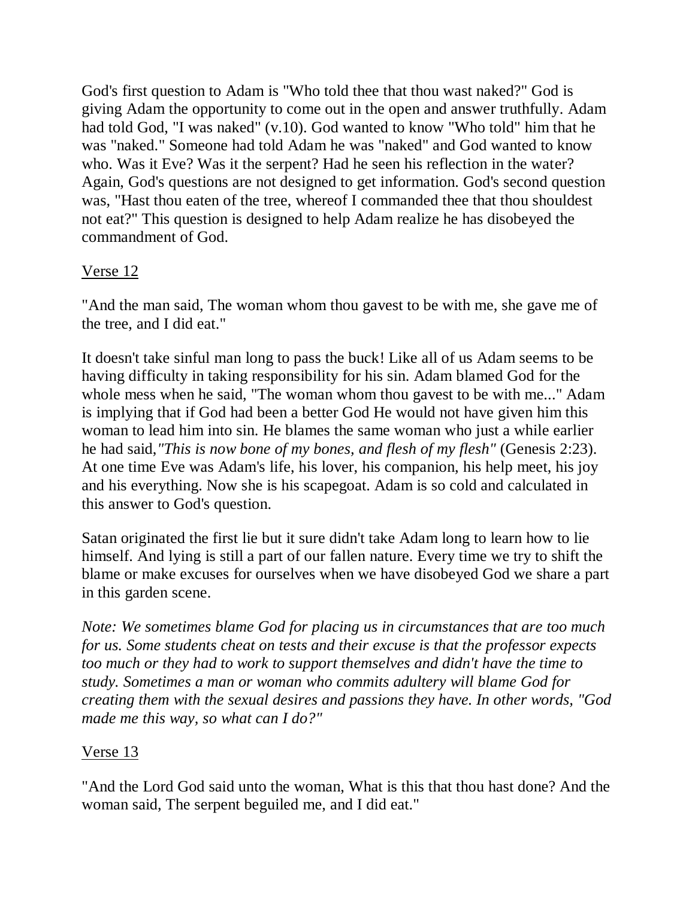God's first question to Adam is "Who told thee that thou wast naked?" God is giving Adam the opportunity to come out in the open and answer truthfully. Adam had told God, "I was naked" (v.10). God wanted to know "Who told" him that he was "naked." Someone had told Adam he was "naked" and God wanted to know who. Was it Eve? Was it the serpent? Had he seen his reflection in the water? Again, God's questions are not designed to get information. God's second question was, "Hast thou eaten of the tree, whereof I commanded thee that thou shouldest not eat?" This question is designed to help Adam realize he has disobeyed the commandment of God.

<u>Verse 12</u>

"And the man said, The woman whom thou gavest to be with me, she gave me of the tree, and I did eat."

It doesn't take sinful man long to pass the buck! Like all of us Adam seems to be having difficulty in taking responsibility for his sin. Adam blamed God for the whole mess when he said, "The woman whom thou gavest to be with me..." Adam is implying that if God had been a better God He would not have given him this woman to lead him into sin. He blames the same woman who just a while earlier he had said,*"This is now bone of my bones, and flesh of my flesh"* (Genesis 2:23). At one time Eve was Adam's life, his lover, his companion, his help meet, his joy and his everything. Now she is his scapegoat. Adam is so cold and calculated in this answer to God's question.

Satan originated the first lie but it sure didn't take Adam long to learn how to lie himself. And lying is still a part of our fallen nature. Every time we try to shift the blame or make excuses for ourselves when we have disobeyed God we share a part in this garden scene.

*Note: We sometimes blame God for placing us in circumstances that are too much for us. Some students cheat on tests and their excuse is that the professor expects too much or they had to work to support themselves and didn't have the time to study. Sometimes a man or woman who commits adultery will blame God for creating them with the sexual desires and passions they have. In other words, "God made me this way, so what can I do?"*

<u>Verse 13</u>

"And the Lord God said unto the woman, What is this that thou hast done? And the woman said, The serpent beguiled me, and I did eat."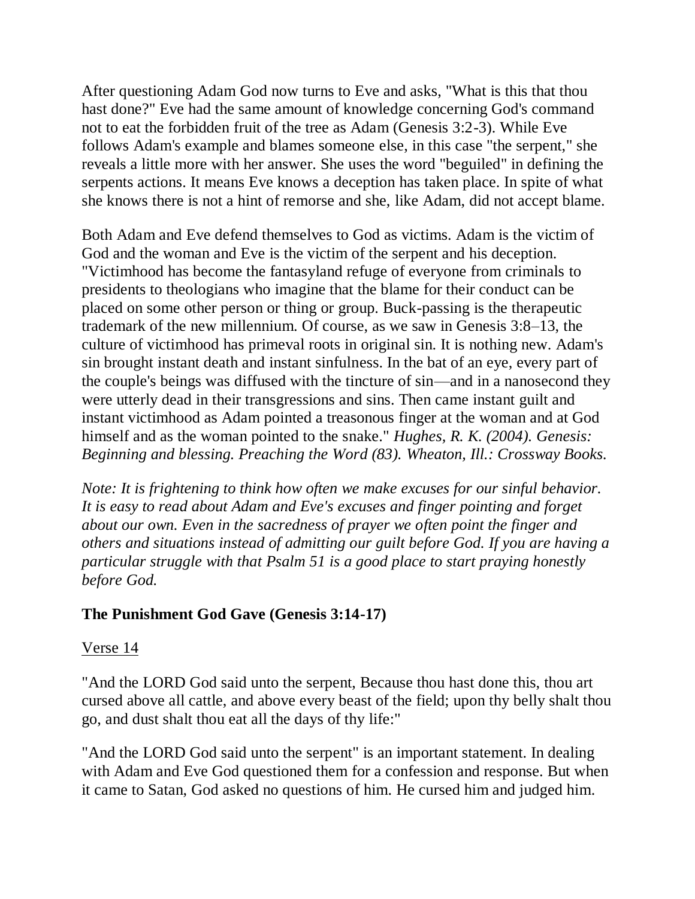After questioning Adam God now turns to Eve and asks, "What is this that thou hast done?" Eve had the same amount of knowledge concerning God's command not to eat the forbidden fruit of the tree as Adam (Genesis 3:2-3). While Eve follows Adam's example and blames someone else, in this case "the serpent," she reveals a little more with her answer. She uses the word "beguiled" in defining the serpents actions. It means Eve knows a deception has taken place. In spite of what she knows there is not a hint of remorse and she, like Adam, did not accept blame.

Both Adam and Eve defend themselves to God as victims. Adam is the victim of God and the woman and Eve is the victim of the serpent and his deception. "Victimhood has become the fantasyland refuge of everyone from criminals to presidents to theologians who imagine that the blame for their conduct can be placed on some other person or thing or group. Buck-passing is the therapeutic trademark of the new millennium. Of course, as we saw in Genesis 3:8–13, the culture of victimhood has primeval roots in original sin. It is nothing new. Adam's sin brought instant death and instant sinfulness. In the bat of an eye, every part of the couple's beings was diffused with the tincture of sin—and in a nanosecond they were utterly dead in their transgressions and sins. Then came instant guilt and instant victimhood as Adam pointed a treasonous finger at the woman and at God himself and as the woman pointed to the snake." *Hughes, R. K. (2004). Genesis: Beginning and blessing. Preaching the Word (83). Wheaton, Ill.: Crossway Books.*

*Note: It is frightening to think how often we make excuses for our sinful behavior. It is easy to read about Adam and Eve's excuses and finger pointing and forget about our own. Even in the sacredness of prayer we often point the finger and others and situations instead of admitting our guilt before God. If you are having a particular struggle with that Psalm 51 is a good place to start praying honestly before God.*

## The Punishment God Gave (Genesis 3:14-17)

Verse 14

"And the LORD God said unto the serpent, Because thou hast done this, thou art cursed above all cattle, and above every beast of the field; upon thy belly shalt thou go, and dust shalt thou eat all the days of thy life:"

"And the LORD God said unto the serpent" is an important statement. In dealing with Adam and Eve God questioned them for a confession and response. But when it came to Satan, God asked no questions of him. He cursed him and judged him.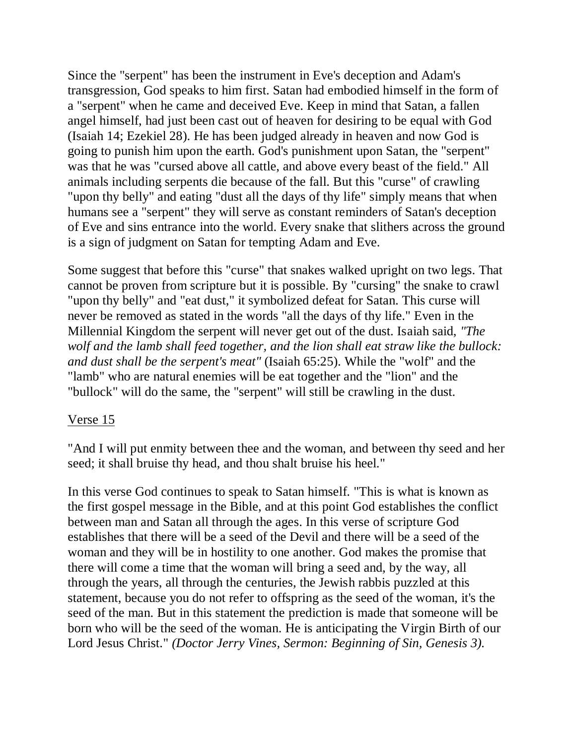Since the "serpent" has been the instrument in Eve's deception and Adam's transgression, God speaks to him first. Satan had embodied himself in the form of a "serpent" when he came and deceived Eve. Keep in mind that Satan, a fallen angel himself, had just been cast out of heaven for desiring to be equal with God (Isaiah 14; Ezekiel 28). He has been judged already in heaven and now God is going to punish him upon the earth. God's punishment upon Satan, the "serpent" was that he was "cursed above all cattle, and above every beast of the field." All animals including serpents die because of the fall. But this "curse" of crawling "upon thy belly" and eating "dust all the days of thy life" simply means that when humans see a "serpent" they will serve as constant reminders of Satan's deception of Eve and sins entrance into the world. Every snake that slithers across the ground is a sign of judgment on Satan for tempting Adam and Eve.

Some suggest that before this "curse" that snakes walked upright on two legs. That cannot be proven from scripture but it is possible. By "cursing" the snake to crawl "upon thy belly" and "eat dust," it symbolized defeat for Satan. This curse will never be removed as stated in the words "all the days of thy life." Even in the Millennial Kingdom the serpent will never get out of the dust. Isaiah said, *"The wolf and the lamb shall feed together, and the lion shall eat straw like the bullock: and dust shall be the serpent's meat"* (Isaiah 65:25). While the "wolf" and the "lamb" who are natural enemies will be eat together and the "lion" and the "bullock" will do the same, the "serpent" will still be crawling in the dust.

<u>Verse 15</u>

"And I will put enmity between thee and the woman, and between thy seed and her seed; it shall bruise thy head, and thou shalt bruise his heel."

In this verse God continues to speak to Satan himself. "This is what is known as the first gospel message in the Bible, and at this point God establishes the conflict between man and Satan all through the ages. In this verse of scripture God establishes that there will be a seed of the Devil and there will be a seed of the woman and they will be in hostility to one another. God makes the promise that there will come a time that the woman will bring a seed and, by the way, all through the years, all through the centuries, the Jewish rabbis puzzled at this statement, because you do not refer to offspring as the seed of the woman, it's the seed of the man. But in this statement the prediction is made that someone will be born who will be the seed of the woman. He is anticipating the Virgin Birth of our Lord Jesus Christ." *(Doctor Jerry Vines, Sermon: Beginning of Sin, Genesis 3).*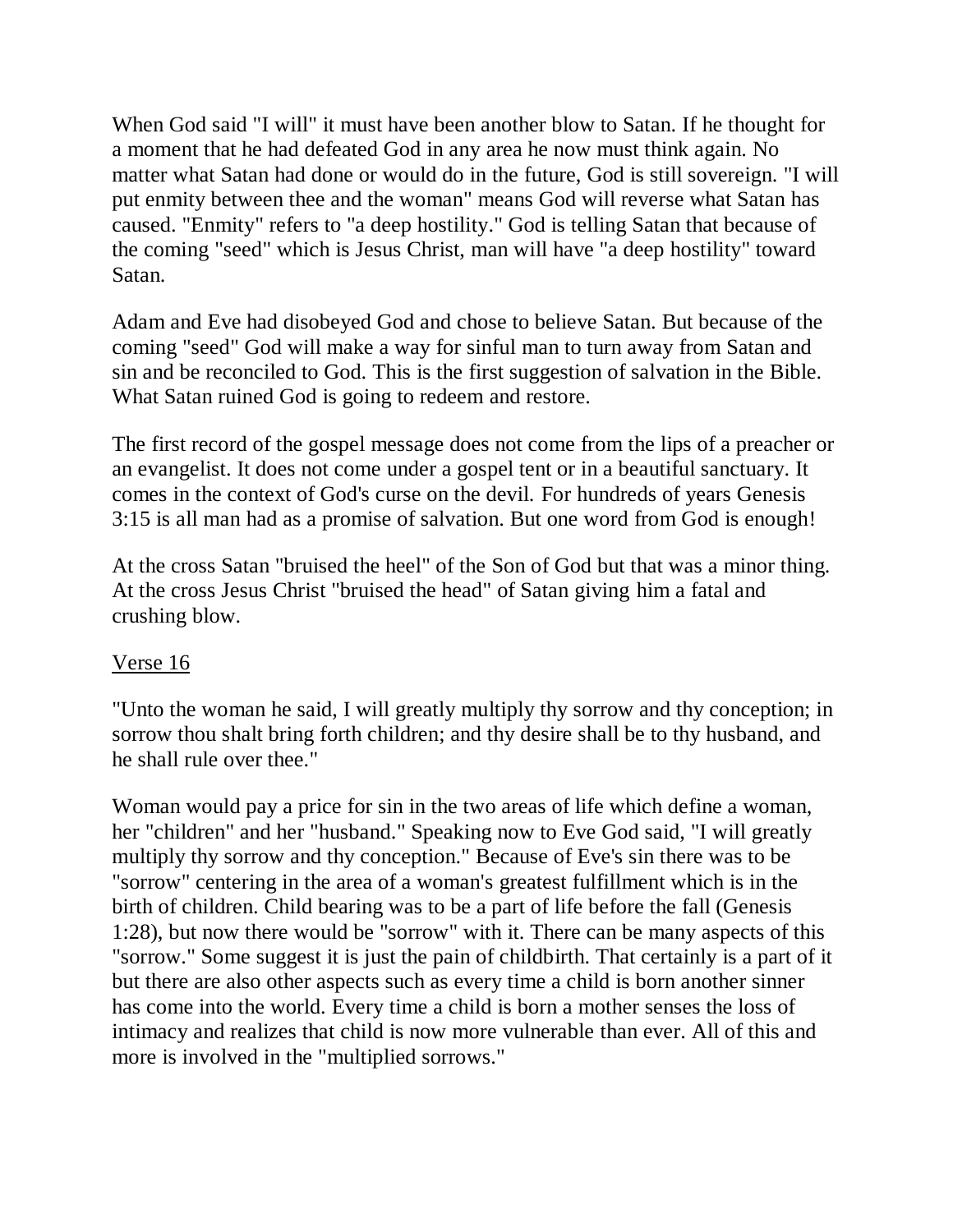When God said "I will" it must have been another blow to Satan. If he thought for a moment that he had defeated God in any area he now must think again. No matter what Satan had done or would do in the future, God is still sovereign. "I will put enmity between thee and the woman" means God will reverse what Satan has caused. "Enmity" refers to "a deep hostility." God is telling Satan that because of the coming "seed" which is Jesus Christ, man will have "a deep hostility" toward Satan.

Adam and Eve had disobeyed God and chose to believe Satan. But because of the coming "seed" God will make a way for sinful man to turn away from Satan and sin and be reconciled to God. This is the first suggestion of salvation in the Bible. What Satan ruined God is going to redeem and restore.

The first record of the gospel message does not come from the lips of a preacher or an evangelist. It does not come under a gospel tent or in a beautiful sanctuary. It comes in the context of God's curse on the devil. For hundreds of years Genesis 3:15 is all man had as a promise of salvation. But one word from God is enough!

At the cross Satan "bruised the heel" of the Son of God but that was a minor thing. At the cross Jesus Christ "bruised the head" of Satan giving him a fatal and crushing blow.

<u>Verse 16</u>

"Unto the woman he said, I will greatly multiply thy sorrow and thy conception; in sorrow thou shalt bring forth children; and thy desire shall be to thy husband, and he shall rule over thee."

Woman would pay a price for sin in the two areas of life which define a woman, her "children" and her "husband." Speaking now to Eve God said, "I will greatly multiply thy sorrow and thy conception." Because of Eve's sin there was to be "sorrow" centering in the area of a woman's greatest fulfillment which is in the birth of children. Child bearing was to be a part of life before the fall (Genesis 1:28), but now there would be "sorrow" with it. There can be many aspects of this "sorrow." Some suggest it is just the pain of childbirth. That certainly is a part of it but there are also other aspects such as every time a child is born another sinner has come into the world. Every time a child is born a mother senses the loss of intimacy and realizes that child is now more vulnerable than ever. All of this and more is involved in the "multiplied sorrows."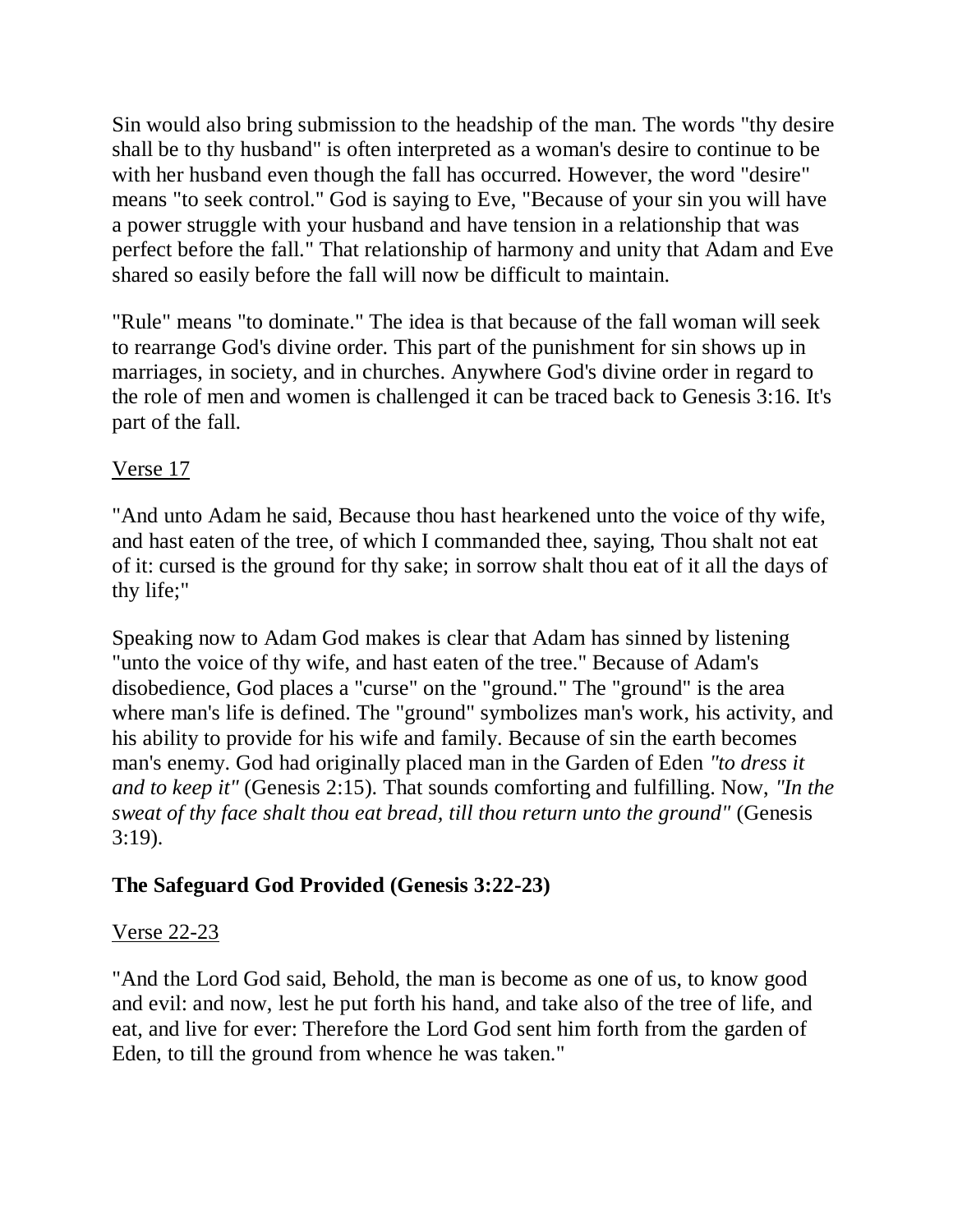Sin would also bring submission to the headship of the man. The words "thy desire shall be to thy husband" is often interpreted as a woman's desire to continue to be with her husband even though the fall has occurred. However, the word "desire" means "to seek control." God is saying to Eve, "Because of your sin you will have a power struggle with your husband and have tension in a relationship that was perfect before the fall." That relationship of harmony and unity that Adam and Eve shared so easily before the fall will now be difficult to maintain.

"Rule" means "to dominate." The idea is that because of the fall woman will seek to rearrange God's divine order. This part of the punishment for sin shows up in marriages, in society, and in churches. Anywhere God's divine order in regard to the role of men and women is challenged it can be traced back to Genesis 3:16. It's part of the fall.

<u>Verse 17</u>

"And unto Adam he said, Because thou hast hearkened unto the voice of thy wife, and hast eaten of the tree, of which I commanded thee, saying, Thou shalt not eat of it: cursed is the ground for thy sake; in sorrow shalt thou eat of it all the days of thy life;"

Speaking now to Adam God makes is clear that Adam has sinned by listening "unto the voice of thy wife, and hast eaten of the tree." Because of Adam's disobedience, God places a "curse" on the "ground." The "ground" is the area where man's life is defined. The "ground" symbolizes man's work, his activity, and his ability to provide for his wife and family. Because of sin the earth becomes man's enemy. God had originally placed man in the Garden of Eden *"to dress it and to keep it"* (Genesis 2:15). That sounds comforting and fulfilling. Now, *"In the sweat of thy face shalt thou eat bread, till thou return unto the ground"* (Genesis 3:19).

### The Safeguard God Provided (Genesis 3:22-23)

<u>Verse 22-23</u>

"And the Lord God said, Behold, the man is become as one of us, to know good and evil: and now, lest he put forth his hand, and take also of the tree of life, and eat, and live for ever: Therefore the Lord God sent him forth from the garden of Eden, to till the ground from whence he was taken."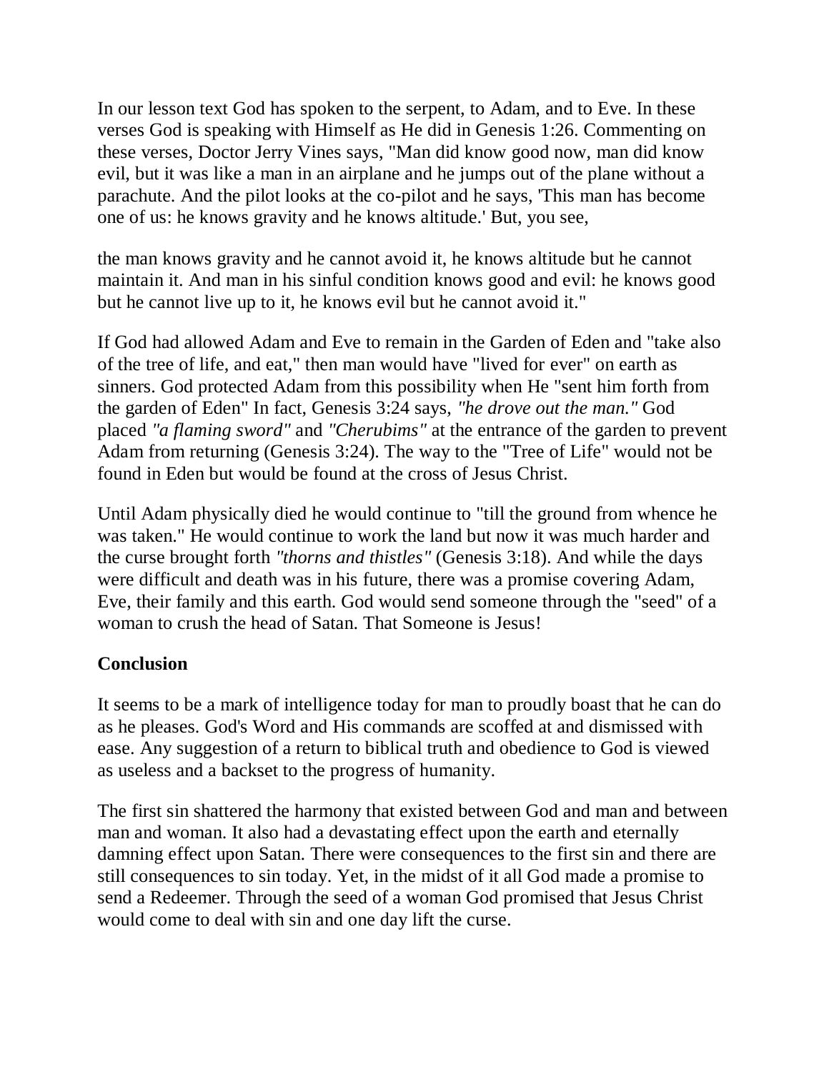In our lesson text God has spoken to the serpent, to Adam, and to Eve. In these verses God is speaking with Himself as He did in Genesis 1:26. Commenting on these verses, Doctor Jerry Vines says, "Man did know good now, man did know evil, but it was like a man in an airplane and he jumps out of the plane without a parachute. And the pilot looks at the co-pilot and he says, 'This man has become one of us: he knows gravity and he knows altitude.' But, you see,

the man knows gravity and he cannot avoid it, he knows altitude but he cannot maintain it. And man in his sinful condition knows good and evil: he knows good but he cannot live up to it, he knows evil but he cannot avoid it."

If God had allowed Adam and Eve to remain in the Garden of Eden and "take also of the tree of life, and eat," then man would have "lived for ever" on earth as sinners. God protected Adam from this possibility when He "sent him forth from the garden of Eden" In fact, Genesis 3:24 says, *"he drove out the man."* God placed *"a flaming sword"* and *"Cherubims"* at the entrance of the garden to prevent Adam from returning (Genesis 3:24). The way to the "Tree of Life" would not be found in Eden but would be found at the cross of Jesus Christ.

Until Adam physically died he would continue to "till the ground from whence he was taken." He would continue to work the land but now it was much harder and the curse brought forth *"thorns and thistles"* (Genesis 3:18). And while the days were difficult and death was in his future, there was a promise covering Adam, Eve, their family and this earth. God would send someone through the "seed" of a woman to crush the head of Satan. That Someone is Jesus!

**Conclusion**

It seems to be a mark of intelligence today for man to proudly boast that he can do as he pleases. God's Word and His commands are scoffed at and dismissed with ease. Any suggestion of a return to biblical truth and obedience to God is viewed as useless and a backset to the progress of humanity.

The first sin shattered the harmony that existed between God and man and between man and woman. It also had a devastating effect upon the earth and eternally damning effect upon Satan. There were consequences to the first sin and there are still consequences to sin today. Yet, in the midst of it all God made a promise to send a Redeemer. Through the seed of a woman God promised that Jesus Christ would come to deal with sin and one day lift the curse.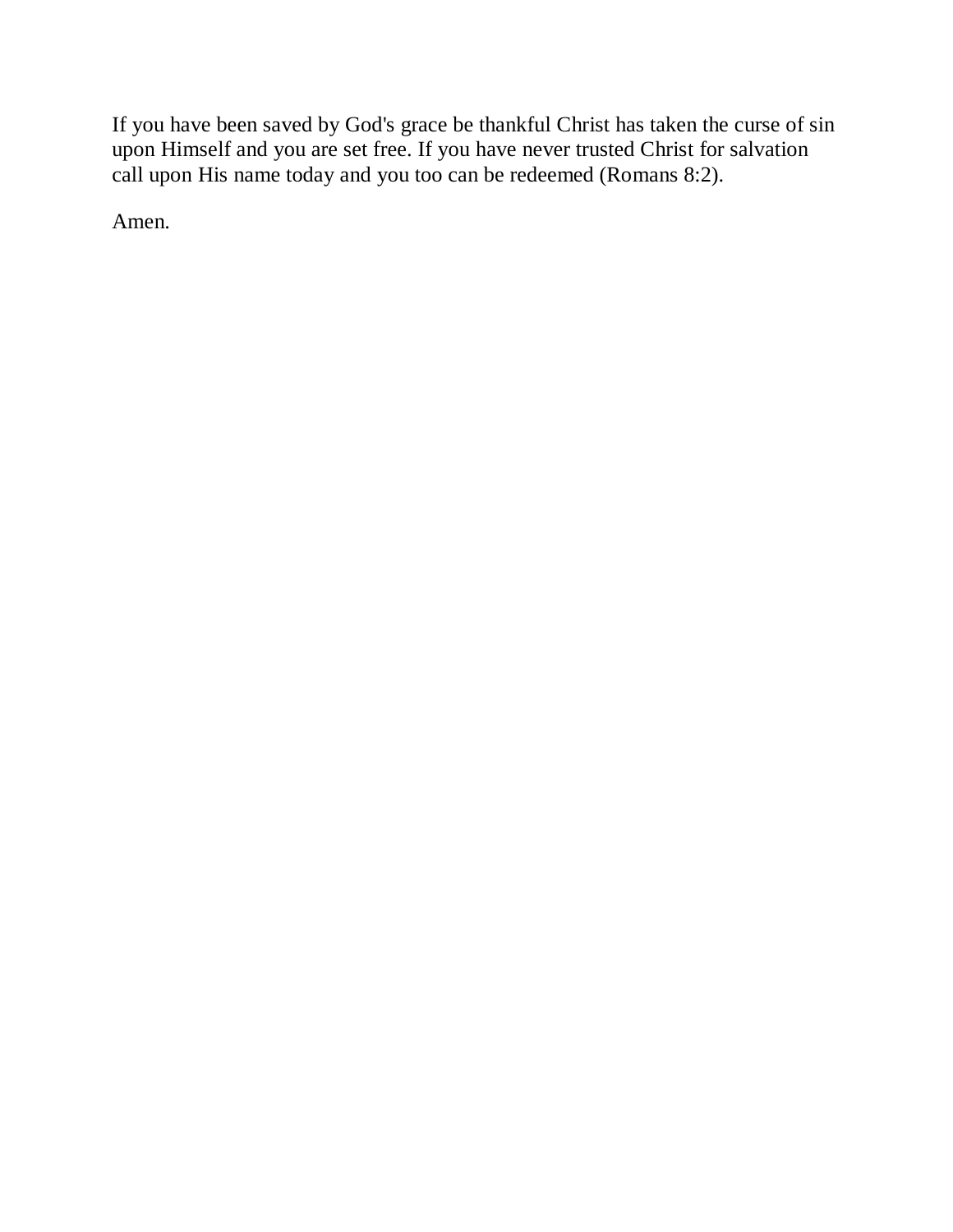If you have been saved by God's grace be thankful Christ has taken the curse of sin upon Himself and you are set free. If you have never trusted Christ for salvation call upon His name today and you too can be redeemed (Romans 8:2).

Amen.